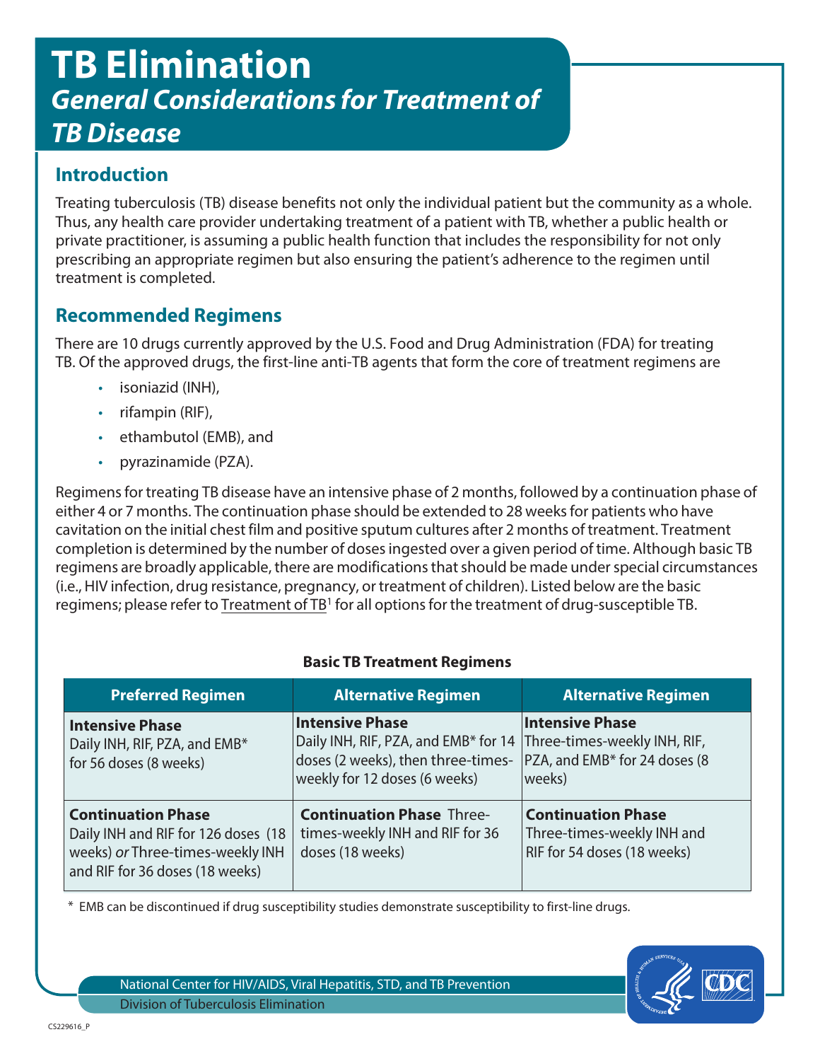# TB Elimination

## *General Considerations for Treatment of TB Disease*

## Introduction

Treating tuberculosis (TB) disease benefits not only the individual patient but the community as a whole. Thus, any health care provider undertaking treatment of a patient with TB, whether a public health or private practitioner, is assuming a public health function that includes the responsibility for not only prescribing an appropriate regimen but also ensuring the patient's adherence to the regimen until treatment is completed.

## Recommended Regimens

There are 10 drugs currently approved by the U.S. Food and Drug Administration (FDA) for treating TB. Of the approved drugs, the first-line anti-TB agents that form the core of treatment regimens are

- isoniazid (INH),
- rifampin (RIF),
- ethambutol (EMB), and
- pyrazinamide (PZA).

Regimens for treating TB disease have an intensive phase of 2 months, followed by a continuation phase of either 4 or 7 months. The continuation phase should be extended to 28 weeks for patients who have cavitation on the initial chest film and positive sputum cultures after 2 months of treatment. Treatment completion is determined by the number of doses ingested over a given period of time. Although basic TB regimens are broadly applicable, there are modifications that should be made under special circumstances (i.e., HIV infection, drug resistance, pregnancy, or treatment of children). Listed below are the basic regimens; please refer to Treatment of TB[1] for all options for the treatment of drug-susceptible TB.

**Basic TB Treatment Regimens**

| Preferred Regimen | Alternative Regimen | Alternative Regimen |
|---|---|---|
| **Intensive Phase** Daily INH, RIF, PZA, and EMB* for 56 doses (8 weeks) | **Intensive Phase** Daily INH, RIF, PZA, and EMB* for 14 doses (2 weeks), then three-times-weekly for 12 doses (6 weeks) | **Intensive Phase** Three-times-weekly INH, RIF, PZA, and EMB* for 24 doses (8 weeks) |
| **Continuation Phase** Daily INH and RIF for 126 doses (18 weeks) *or* Three-times-weekly INH and RIF for 36 doses (18 weeks) | **Continuation Phase** Three-times-weekly INH and RIF for 36 doses (18 weeks) | **Continuation Phase** Three-times-weekly INH and RIF for 54 doses (18 weeks) |

\* EMB can be discontinued if drug susceptibility studies demonstrate susceptibility to first-line drugs.

National Center for HIV/AIDS, Viral Hepatitis, STD, and TB Prevention
Division of Tuberculosis Elimination

CS229616_P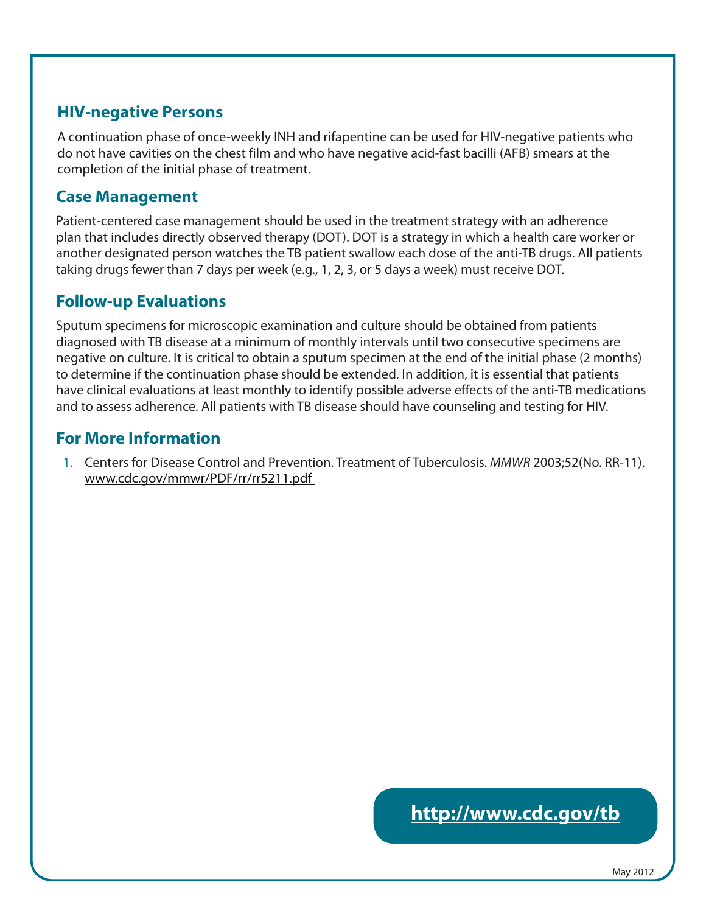## HIV-negative Persons

A continuation phase of once-weekly INH and rifapentine can be used for HIV-negative patients who do not have cavities on the chest film and who have negative acid-fast bacilli (AFB) smears at the completion of the initial phase of treatment.

## Case Management

Patient-centered case management should be used in the treatment strategy with an adherence plan that includes directly observed therapy (DOT). DOT is a strategy in which a health care worker or another designated person watches the TB patient swallow each dose of the anti-TB drugs. All patients taking drugs fewer than 7 days per week (e.g., 1, 2, 3, or 5 days a week) must receive DOT.

## Follow-up Evaluations

Sputum specimens for microscopic examination and culture should be obtained from patients diagnosed with TB disease at a minimum of monthly intervals until two consecutive specimens are negative on culture. It is critical to obtain a sputum specimen at the end of the initial phase (2 months) to determine if the continuation phase should be extended. In addition, it is essential that patients have clinical evaluations at least monthly to identify possible adverse effects of the anti-TB medications and to assess adherence. All patients with TB disease should have counseling and testing for HIV.

## For More Information

1. Centers for Disease Control and Prevention. Treatment of Tuberculosis. *MMWR* 2003;52(No. RR-11). www.cdc.gov/mmwr/PDF/rr/rr5211.pdf

**http://www.cdc.gov/tb**

May 2012